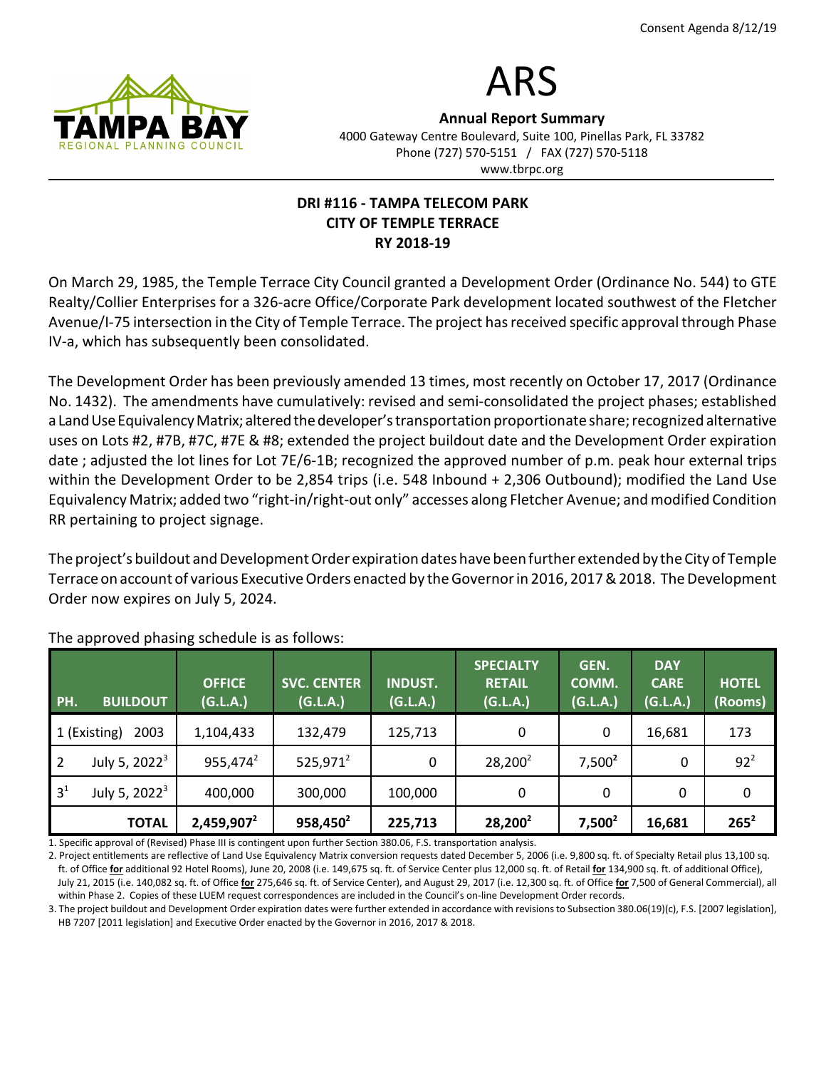Consent Agenda 8/12/19

# ARS

**Annual Report Summary**

4000 Gateway Centre Boulevard, Suite 100, Pinellas Park, FL 33782
Phone (727) 570-5151 / FAX (727) 570-5118
www.tbrpc.org

## DRI #116 - TAMPA TELECOM PARK
## CITY OF TEMPLE TERRACE
## RY 2018-19

On March 29, 1985, the Temple Terrace City Council granted a Development Order (Ordinance No. 544) to GTE Realty/Collier Enterprises for a 326-acre Office/Corporate Park development located southwest of the Fletcher Avenue/I-75 intersection in the City of Temple Terrace. The project has received specific approval through Phase IV-a, which has subsequently been consolidated.

The Development Order has been previously amended 13 times, most recently on October 17, 2017 (Ordinance No. 1432). The amendments have cumulatively: revised and semi-consolidated the project phases; established a Land Use Equivalency Matrix; altered the developer's transportation proportionate share; recognized alternative uses on Lots #2, #7B, #7C, #7E & #8; extended the project buildout date and the Development Order expiration date ; adjusted the lot lines for Lot 7E/6-1B; recognized the approved number of p.m. peak hour external trips within the Development Order to be 2,854 trips (i.e. 548 Inbound + 2,306 Outbound); modified the Land Use Equivalency Matrix; added two "right-in/right-out only" accesses along Fletcher Avenue; and modified Condition RR pertaining to project signage.

The project's buildout and Development Order expiration dates have been further extended by the City of Temple Terrace on account of various Executive Orders enacted by the Governor in 2016, 2017 & 2018. The Development Order now expires on July 5, 2024.

The approved phasing schedule is as follows:

| PH. | BUILDOUT | OFFICE (G.L.A.) | SVC. CENTER (G.L.A.) | INDUST. (G.L.A.) | SPECIALTY RETAIL (G.L.A.) | GEN. COMM. (G.L.A.) | DAY CARE (G.L.A.) | HOTEL (Rooms) |
|---|---|---|---|---|---|---|---|---|
| 1 (Existing) | 2003 | 1,104,433 | 132,479 | 125,713 | 0 | 0 | 16,681 | 173 |
| 2 | July 5, 2022[3] | 955,474[2] | 525,971[2] | 0 | 28,200[2] | 7,500[2] | 0 | 92[2] |
| 3[1] | July 5, 2022[3] | 400,000 | 300,000 | 100,000 | 0 | 0 | 0 | 0 |
| | **TOTAL** | **2,459,907[2]** | **958,450[2]** | **225,713** | **28,200[2]** | **7,500[2]** | **16,681** | **265[2]** |

1. Specific approval of (Revised) Phase III is contingent upon further Section 380.06, F.S. transportation analysis.
2. Project entitlements are reflective of Land Use Equivalency Matrix conversion requests dated December 5, 2006 (i.e. 9,800 sq. ft. of Specialty Retail plus 13,100 sq. ft. of Office **for** additional 92 Hotel Rooms), June 20, 2008 (i.e. 149,675 sq. ft. of Service Center plus 12,000 sq. ft. of Retail **for** 134,900 sq. ft. of additional Office), July 21, 2015 (i.e. 140,082 sq. ft. of Office **for** 275,646 sq. ft. of Service Center), and August 29, 2017 (i.e. 12,300 sq. ft. of Office **for** 7,500 of General Commercial), all within Phase 2. Copies of these LUEM request correspondences are included in the Council's on-line Development Order records.
3. The project buildout and Development Order expiration dates were further extended in accordance with revisions to Subsection 380.06(19)(c), F.S. [2007 legislation], HB 7207 [2011 legislation] and Executive Order enacted by the Governor in 2016, 2017 & 2018.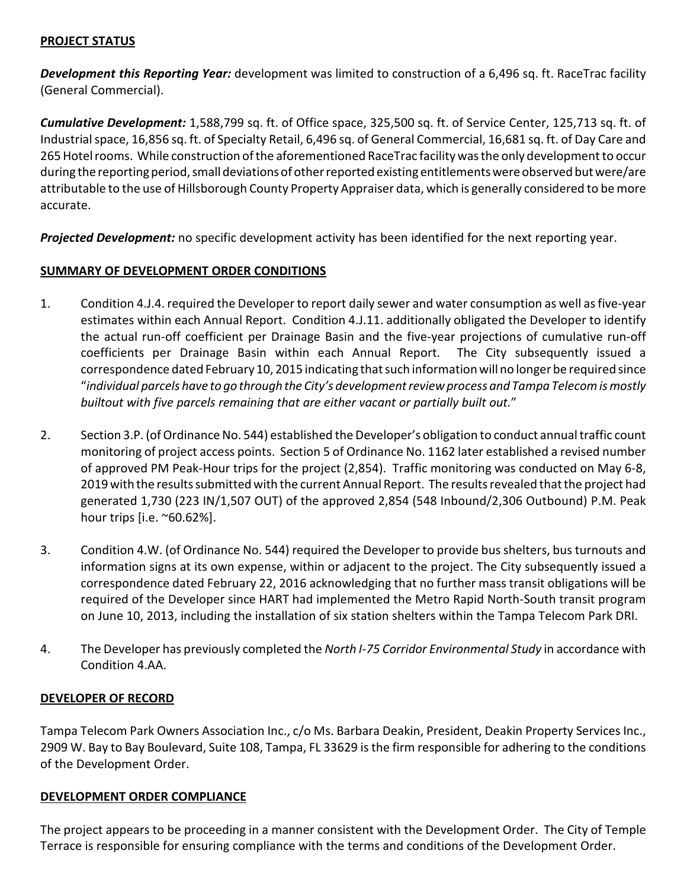## PROJECT STATUS

***Development this Reporting Year:*** development was limited to construction of a 6,496 sq. ft. RaceTrac facility (General Commercial).

***Cumulative Development:*** 1,588,799 sq. ft. of Office space, 325,500 sq. ft. of Service Center, 125,713 sq. ft. of Industrial space, 16,856 sq. ft. of Specialty Retail, 6,496 sq. of General Commercial, 16,681 sq. ft. of Day Care and 265 Hotel rooms. While construction of the aforementioned RaceTrac facility was the only development to occur during the reporting period, small deviations of other reported existing entitlements were observed but were/are attributable to the use of Hillsborough County Property Appraiser data, which is generally considered to be more accurate.

***Projected Development:*** no specific development activity has been identified for the next reporting year.

## SUMMARY OF DEVELOPMENT ORDER CONDITIONS

1. Condition 4.J.4. required the Developer to report daily sewer and water consumption as well as five-year estimates within each Annual Report. Condition 4.J.11. additionally obligated the Developer to identify the actual run-off coefficient per Drainage Basin and the five-year projections of cumulative run-off coefficients per Drainage Basin within each Annual Report. The City subsequently issued a correspondence dated February 10, 2015 indicating that such information will no longer be required since "*individual parcels have to go through the City's development review process and Tampa Telecom is mostly builtout with five parcels remaining that are either vacant or partially built out.*"

2. Section 3.P. (of Ordinance No. 544) established the Developer's obligation to conduct annual traffic count monitoring of project access points. Section 5 of Ordinance No. 1162 later established a revised number of approved PM Peak-Hour trips for the project (2,854). Traffic monitoring was conducted on May 6-8, 2019 with the results submitted with the current Annual Report. The results revealed that the project had generated 1,730 (223 IN/1,507 OUT) of the approved 2,854 (548 Inbound/2,306 Outbound) P.M. Peak hour trips [i.e. ~60.62%].

3. Condition 4.W. (of Ordinance No. 544) required the Developer to provide bus shelters, bus turnouts and information signs at its own expense, within or adjacent to the project. The City subsequently issued a correspondence dated February 22, 2016 acknowledging that no further mass transit obligations will be required of the Developer since HART had implemented the Metro Rapid North-South transit program on June 10, 2013, including the installation of six station shelters within the Tampa Telecom Park DRI.

4. The Developer has previously completed the *North I-75 Corridor Environmental Study* in accordance with Condition 4.AA.

## DEVELOPER OF RECORD

Tampa Telecom Park Owners Association Inc., c/o Ms. Barbara Deakin, President, Deakin Property Services Inc., 2909 W. Bay to Bay Boulevard, Suite 108, Tampa, FL 33629 is the firm responsible for adhering to the conditions of the Development Order.

## DEVELOPMENT ORDER COMPLIANCE

The project appears to be proceeding in a manner consistent with the Development Order. The City of Temple Terrace is responsible for ensuring compliance with the terms and conditions of the Development Order.